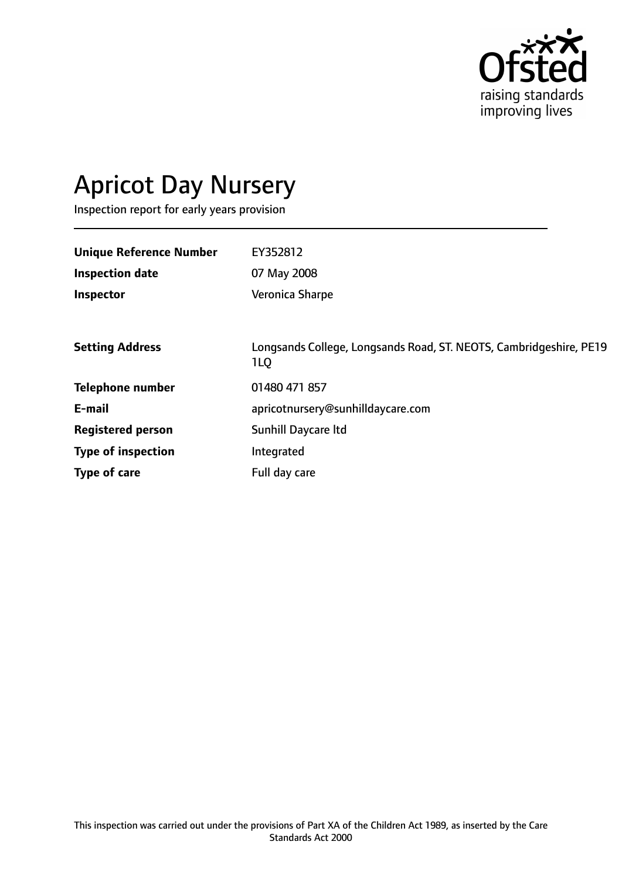Ofsted

raising standards improving lives

# Apricot Day Nursery

Inspection report for early years provision

| | |
|---|---|
| **Unique Reference Number** | EY352812 |
| **Inspection date** | 07 May 2008 |
| **Inspector** | Veronica Sharpe |

| | |
|---|---|
| **Setting Address** | Longsands College, Longsands Road, ST. NEOTS, Cambridgeshire, PE19 1LQ |
| **Telephone number** | 01480 471 857 |
| **E-mail** | apricotnursery@sunhilldaycare.com |
| **Registered person** | Sunhill Daycare ltd |
| **Type of inspection** | Integrated |
| **Type of care** | Full day care |

This inspection was carried out under the provisions of Part XA of the Children Act 1989, as inserted by the Care Standards Act 2000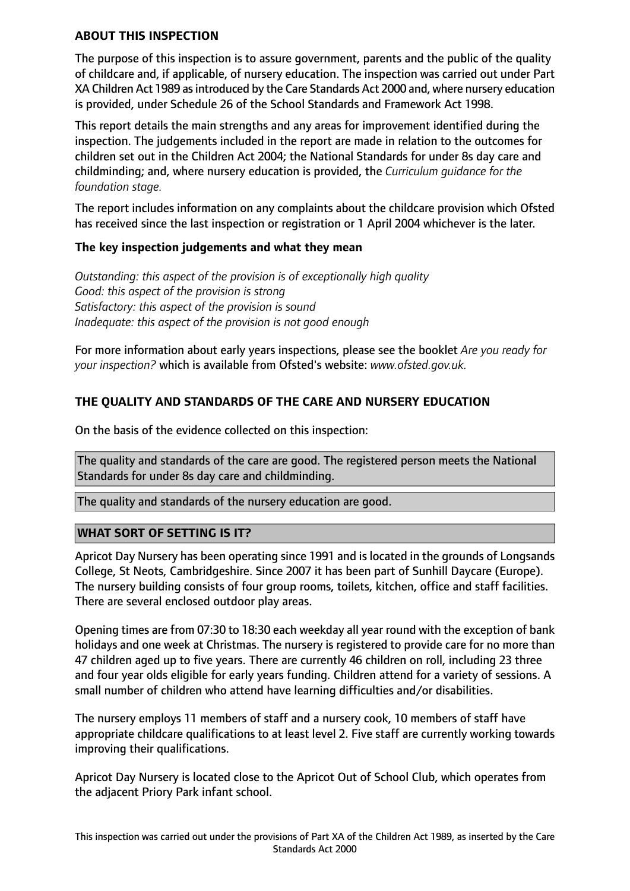**ABOUT THIS INSPECTION**

The purpose of this inspection is to assure government, parents and the public of the quality of childcare and, if applicable, of nursery education. The inspection was carried out under Part XA Children Act 1989 as introduced by the Care Standards Act 2000 and, where nursery education is provided, under Schedule 26 of the School Standards and Framework Act 1998.

This report details the main strengths and any areas for improvement identified during the inspection. The judgements included in the report are made in relation to the outcomes for children set out in the Children Act 2004; the National Standards for under 8s day care and childminding; and, where nursery education is provided, the *Curriculum guidance for the foundation stage.*

The report includes information on any complaints about the childcare provision which Ofsted has received since the last inspection or registration or 1 April 2004 whichever is the later.

**The key inspection judgements and what they mean**

*Outstanding: this aspect of the provision is of exceptionally high quality*
*Good: this aspect of the provision is strong*
*Satisfactory: this aspect of the provision is sound*
*Inadequate: this aspect of the provision is not good enough*

For more information about early years inspections, please see the booklet *Are you ready for your inspection?* which is available from Ofsted's website: *www.ofsted.gov.uk.*

**THE QUALITY AND STANDARDS OF THE CARE AND NURSERY EDUCATION**

On the basis of the evidence collected on this inspection:

The quality and standards of the care are good. The registered person meets the National Standards for under 8s day care and childminding.

The quality and standards of the nursery education are good.

**WHAT SORT OF SETTING IS IT?**

Apricot Day Nursery has been operating since 1991 and is located in the grounds of Longsands College, St Neots, Cambridgeshire. Since 2007 it has been part of Sunhill Daycare (Europe). The nursery building consists of four group rooms, toilets, kitchen, office and staff facilities. There are several enclosed outdoor play areas.

Opening times are from 07:30 to 18:30 each weekday all year round with the exception of bank holidays and one week at Christmas. The nursery is registered to provide care for no more than 47 children aged up to five years. There are currently 46 children on roll, including 23 three and four year olds eligible for early years funding. Children attend for a variety of sessions. A small number of children who attend have learning difficulties and/or disabilities.

The nursery employs 11 members of staff and a nursery cook, 10 members of staff have appropriate childcare qualifications to at least level 2. Five staff are currently working towards improving their qualifications.

Apricot Day Nursery is located close to the Apricot Out of School Club, which operates from the adjacent Priory Park infant school.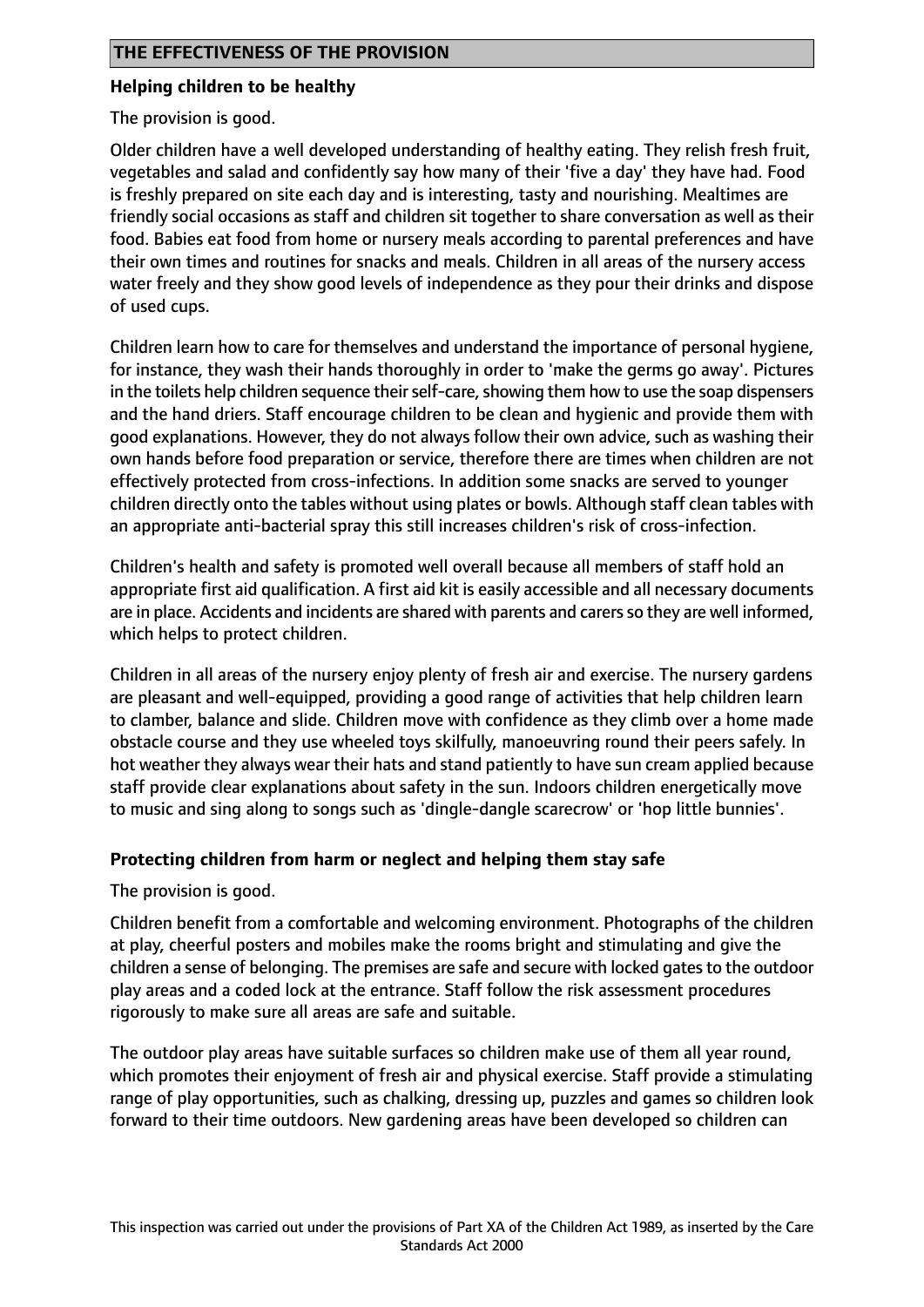## THE EFFECTIVENESS OF THE PROVISION

### Helping children to be healthy

The provision is good.

Older children have a well developed understanding of healthy eating. They relish fresh fruit, vegetables and salad and confidently say how many of their 'five a day' they have had. Food is freshly prepared on site each day and is interesting, tasty and nourishing. Mealtimes are friendly social occasions as staff and children sit together to share conversation as well as their food. Babies eat food from home or nursery meals according to parental preferences and have their own times and routines for snacks and meals. Children in all areas of the nursery access water freely and they show good levels of independence as they pour their drinks and dispose of used cups.

Children learn how to care for themselves and understand the importance of personal hygiene, for instance, they wash their hands thoroughly in order to 'make the germs go away'. Pictures in the toilets help children sequence their self-care, showing them how to use the soap dispensers and the hand driers. Staff encourage children to be clean and hygienic and provide them with good explanations. However, they do not always follow their own advice, such as washing their own hands before food preparation or service, therefore there are times when children are not effectively protected from cross-infections. In addition some snacks are served to younger children directly onto the tables without using plates or bowls. Although staff clean tables with an appropriate anti-bacterial spray this still increases children's risk of cross-infection.

Children's health and safety is promoted well overall because all members of staff hold an appropriate first aid qualification. A first aid kit is easily accessible and all necessary documents are in place. Accidents and incidents are shared with parents and carers so they are well informed, which helps to protect children.

Children in all areas of the nursery enjoy plenty of fresh air and exercise. The nursery gardens are pleasant and well-equipped, providing a good range of activities that help children learn to clamber, balance and slide. Children move with confidence as they climb over a home made obstacle course and they use wheeled toys skilfully, manoeuvring round their peers safely. In hot weather they always wear their hats and stand patiently to have sun cream applied because staff provide clear explanations about safety in the sun. Indoors children energetically move to music and sing along to songs such as 'dingle-dangle scarecrow' or 'hop little bunnies'.

### Protecting children from harm or neglect and helping them stay safe

The provision is good.

Children benefit from a comfortable and welcoming environment. Photographs of the children at play, cheerful posters and mobiles make the rooms bright and stimulating and give the children a sense of belonging. The premises are safe and secure with locked gates to the outdoor play areas and a coded lock at the entrance. Staff follow the risk assessment procedures rigorously to make sure all areas are safe and suitable.

The outdoor play areas have suitable surfaces so children make use of them all year round, which promotes their enjoyment of fresh air and physical exercise. Staff provide a stimulating range of play opportunities, such as chalking, dressing up, puzzles and games so children look forward to their time outdoors. New gardening areas have been developed so children can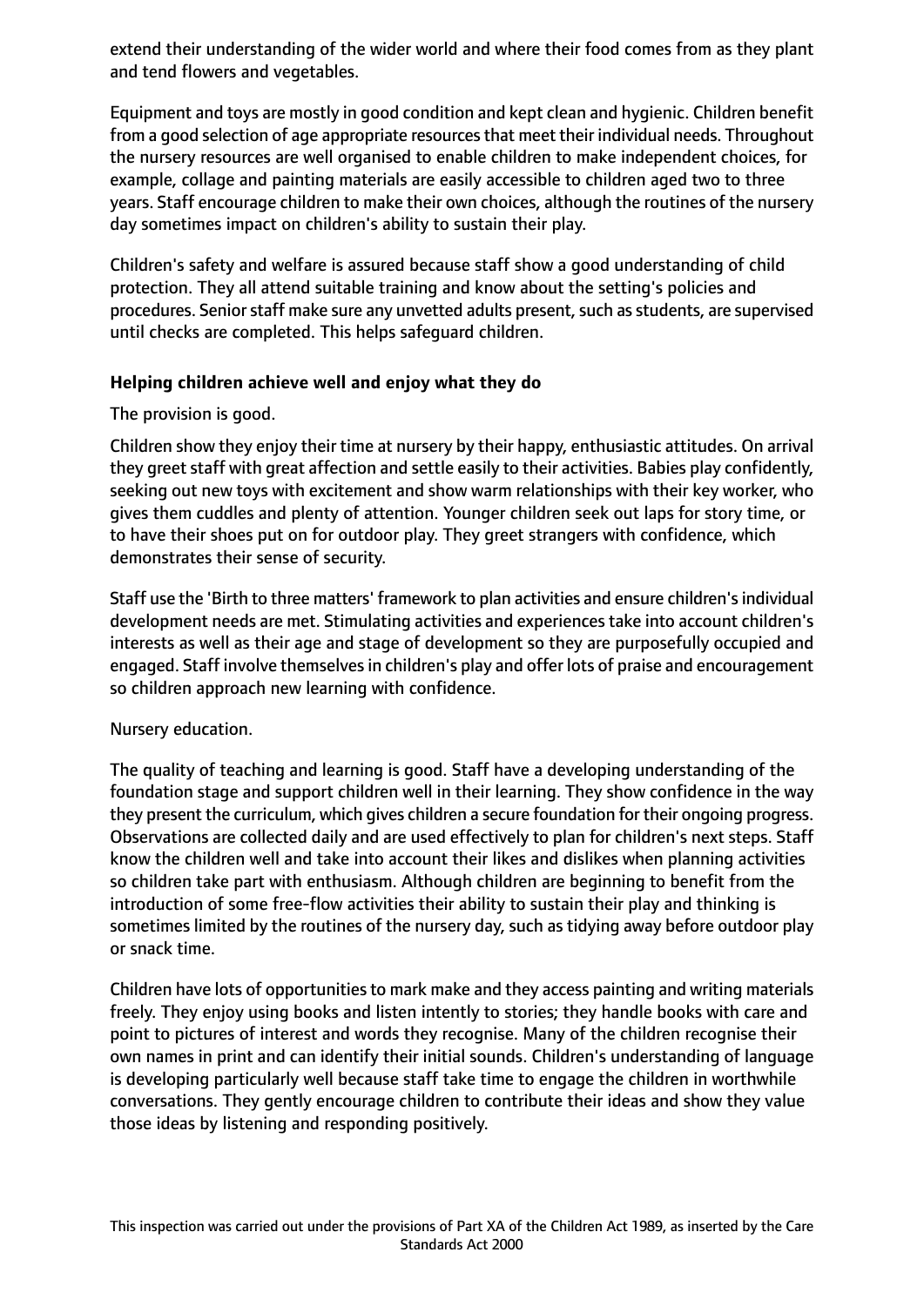extend their understanding of the wider world and where their food comes from as they plant and tend flowers and vegetables.

Equipment and toys are mostly in good condition and kept clean and hygienic. Children benefit from a good selection of age appropriate resources that meet their individual needs. Throughout the nursery resources are well organised to enable children to make independent choices, for example, collage and painting materials are easily accessible to children aged two to three years. Staff encourage children to make their own choices, although the routines of the nursery day sometimes impact on children's ability to sustain their play.

Children's safety and welfare is assured because staff show a good understanding of child protection. They all attend suitable training and know about the setting's policies and procedures. Senior staff make sure any unvetted adults present, such as students, are supervised until checks are completed. This helps safeguard children.

### Helping children achieve well and enjoy what they do

The provision is good.

Children show they enjoy their time at nursery by their happy, enthusiastic attitudes. On arrival they greet staff with great affection and settle easily to their activities. Babies play confidently, seeking out new toys with excitement and show warm relationships with their key worker, who gives them cuddles and plenty of attention. Younger children seek out laps for story time, or to have their shoes put on for outdoor play. They greet strangers with confidence, which demonstrates their sense of security.

Staff use the 'Birth to three matters' framework to plan activities and ensure children's individual development needs are met. Stimulating activities and experiences take into account children's interests as well as their age and stage of development so they are purposefully occupied and engaged. Staff involve themselves in children's play and offer lots of praise and encouragement so children approach new learning with confidence.

Nursery education.

The quality of teaching and learning is good. Staff have a developing understanding of the foundation stage and support children well in their learning. They show confidence in the way they present the curriculum, which gives children a secure foundation for their ongoing progress. Observations are collected daily and are used effectively to plan for children's next steps. Staff know the children well and take into account their likes and dislikes when planning activities so children take part with enthusiasm. Although children are beginning to benefit from the introduction of some free-flow activities their ability to sustain their play and thinking is sometimes limited by the routines of the nursery day, such as tidying away before outdoor play or snack time.

Children have lots of opportunities to mark make and they access painting and writing materials freely. They enjoy using books and listen intently to stories; they handle books with care and point to pictures of interest and words they recognise. Many of the children recognise their own names in print and can identify their initial sounds. Children's understanding of language is developing particularly well because staff take time to engage the children in worthwhile conversations. They gently encourage children to contribute their ideas and show they value those ideas by listening and responding positively.

This inspection was carried out under the provisions of Part XA of the Children Act 1989, as inserted by the Care Standards Act 2000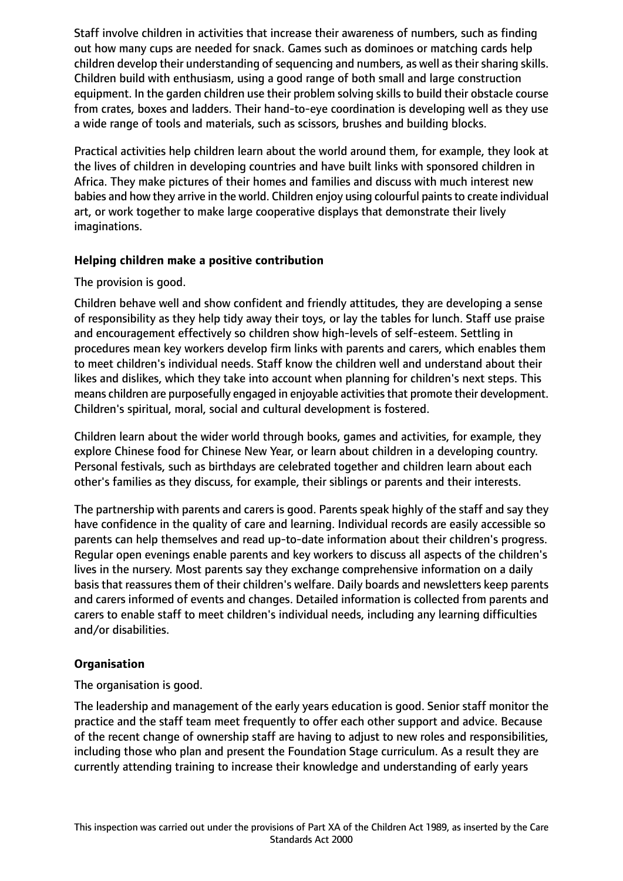Staff involve children in activities that increase their awareness of numbers, such as finding out how many cups are needed for snack. Games such as dominoes or matching cards help children develop their understanding of sequencing and numbers, as well as their sharing skills. Children build with enthusiasm, using a good range of both small and large construction equipment. In the garden children use their problem solving skills to build their obstacle course from crates, boxes and ladders. Their hand-to-eye coordination is developing well as they use a wide range of tools and materials, such as scissors, brushes and building blocks.

Practical activities help children learn about the world around them, for example, they look at the lives of children in developing countries and have built links with sponsored children in Africa. They make pictures of their homes and families and discuss with much interest new babies and how they arrive in the world. Children enjoy using colourful paints to create individual art, or work together to make large cooperative displays that demonstrate their lively imaginations.

**Helping children make a positive contribution**

The provision is good.

Children behave well and show confident and friendly attitudes, they are developing a sense of responsibility as they help tidy away their toys, or lay the tables for lunch. Staff use praise and encouragement effectively so children show high-levels of self-esteem. Settling in procedures mean key workers develop firm links with parents and carers, which enables them to meet children's individual needs. Staff know the children well and understand about their likes and dislikes, which they take into account when planning for children's next steps. This means children are purposefully engaged in enjoyable activities that promote their development. Children's spiritual, moral, social and cultural development is fostered.

Children learn about the wider world through books, games and activities, for example, they explore Chinese food for Chinese New Year, or learn about children in a developing country. Personal festivals, such as birthdays are celebrated together and children learn about each other's families as they discuss, for example, their siblings or parents and their interests.

The partnership with parents and carers is good. Parents speak highly of the staff and say they have confidence in the quality of care and learning. Individual records are easily accessible so parents can help themselves and read up-to-date information about their children's progress. Regular open evenings enable parents and key workers to discuss all aspects of the children's lives in the nursery. Most parents say they exchange comprehensive information on a daily basis that reassures them of their children's welfare. Daily boards and newsletters keep parents and carers informed of events and changes. Detailed information is collected from parents and carers to enable staff to meet children's individual needs, including any learning difficulties and/or disabilities.

**Organisation**

The organisation is good.

The leadership and management of the early years education is good. Senior staff monitor the practice and the staff team meet frequently to offer each other support and advice. Because of the recent change of ownership staff are having to adjust to new roles and responsibilities, including those who plan and present the Foundation Stage curriculum. As a result they are currently attending training to increase their knowledge and understanding of early years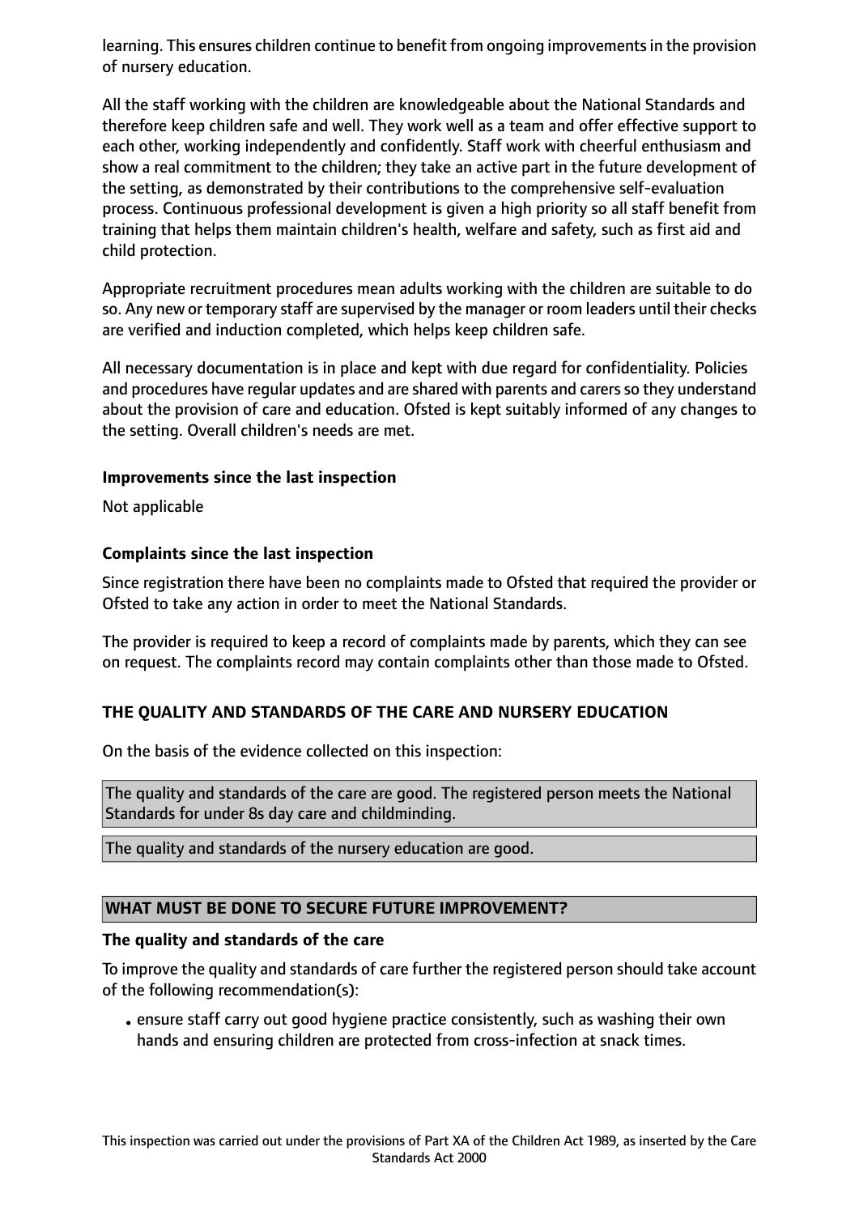learning. This ensures children continue to benefit from ongoing improvements in the provision of nursery education.

All the staff working with the children are knowledgeable about the National Standards and therefore keep children safe and well. They work well as a team and offer effective support to each other, working independently and confidently. Staff work with cheerful enthusiasm and show a real commitment to the children; they take an active part in the future development of the setting, as demonstrated by their contributions to the comprehensive self-evaluation process. Continuous professional development is given a high priority so all staff benefit from training that helps them maintain children's health, welfare and safety, such as first aid and child protection.

Appropriate recruitment procedures mean adults working with the children are suitable to do so. Any new or temporary staff are supervised by the manager or room leaders until their checks are verified and induction completed, which helps keep children safe.

All necessary documentation is in place and kept with due regard for confidentiality. Policies and procedures have regular updates and are shared with parents and carers so they understand about the provision of care and education. Ofsted is kept suitably informed of any changes to the setting. Overall children's needs are met.

**Improvements since the last inspection**

Not applicable

**Complaints since the last inspection**

Since registration there have been no complaints made to Ofsted that required the provider or Ofsted to take any action in order to meet the National Standards.

The provider is required to keep a record of complaints made by parents, which they can see on request. The complaints record may contain complaints other than those made to Ofsted.

## THE QUALITY AND STANDARDS OF THE CARE AND NURSERY EDUCATION

On the basis of the evidence collected on this inspection:

The quality and standards of the care are good. The registered person meets the National Standards for under 8s day care and childminding.

The quality and standards of the nursery education are good.

## WHAT MUST BE DONE TO SECURE FUTURE IMPROVEMENT?

**The quality and standards of the care**

To improve the quality and standards of care further the registered person should take account of the following recommendation(s):

- ensure staff carry out good hygiene practice consistently, such as washing their own hands and ensuring children are protected from cross-infection at snack times.

This inspection was carried out under the provisions of Part XA of the Children Act 1989, as inserted by the Care Standards Act 2000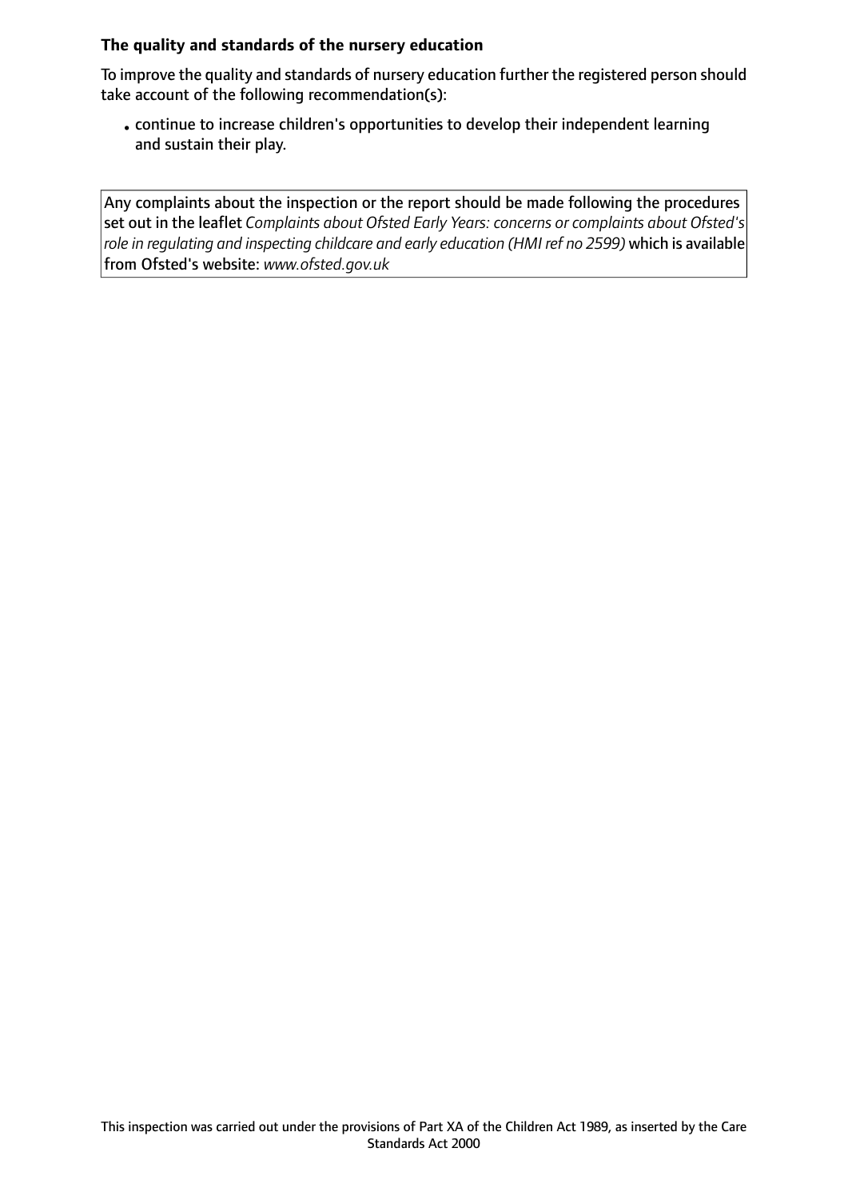**The quality and standards of the nursery education**

To improve the quality and standards of nursery education further the registered person should take account of the following recommendation(s):

- continue to increase children's opportunities to develop their independent learning and sustain their play.

Any complaints about the inspection or the report should be made following the procedures set out in the leaflet *Complaints about Ofsted Early Years: concerns or complaints about Ofsted's role in regulating and inspecting childcare and early education (HMI ref no 2599)* which is available from Ofsted's website: *www.ofsted.gov.uk*

This inspection was carried out under the provisions of Part XA of the Children Act 1989, as inserted by the Care Standards Act 2000